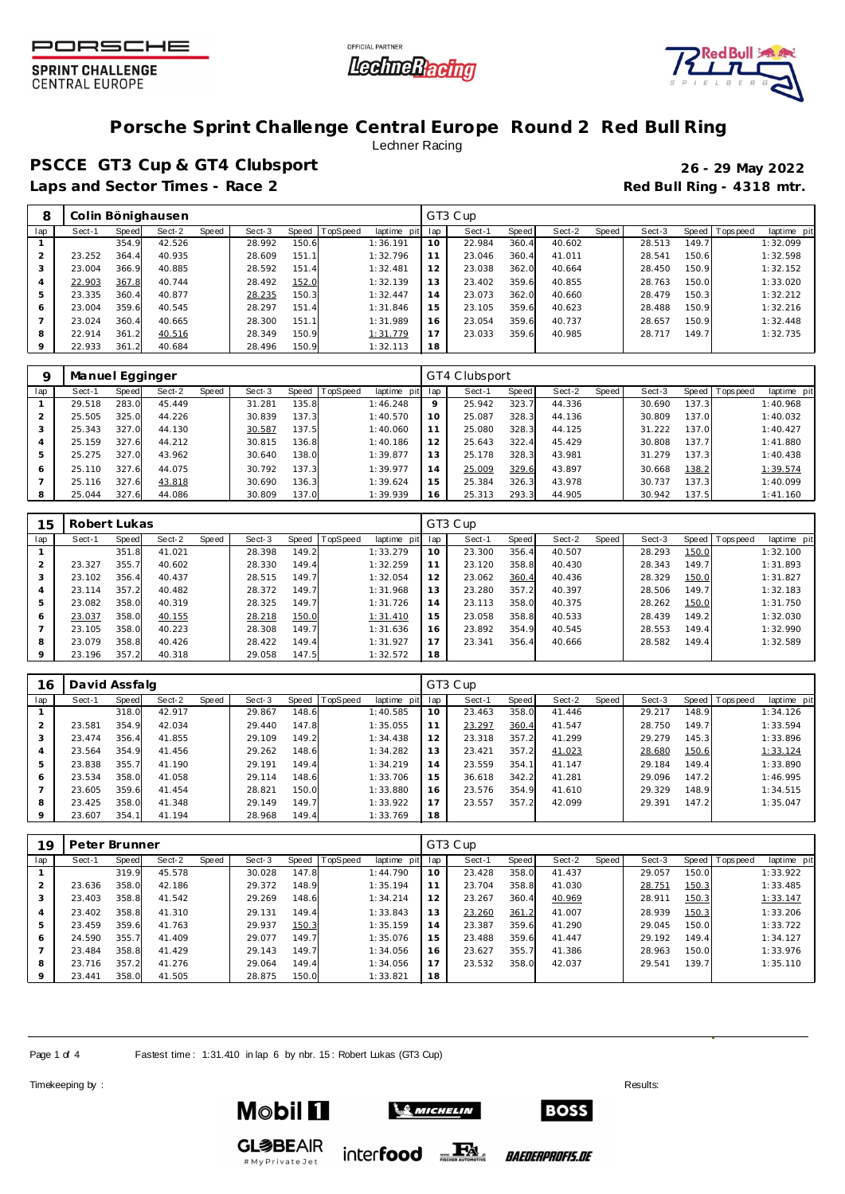# Porsche Sprint Challenge Central Europe Round 2 Red Bull Ring

Lechner Racing

## PSCCE GT3 Cup & GT4 Clubsport

**26 - 29 May 2022**

**Laps and Sector Times - Race 2**

**Red Bull Ring - 4318 mtr.**

| 8 | Colin Bönighausen | | | | | | | | GT3 Cup | | | | | | | | |
|---|---|---|---|---|---|---|---|---|---|---|---|---|---|---|---|---|---|
| lap | Sect-1 | Speed | Sect-2 | Speed | Sect-3 | Speed | TopSpeed | laptime pit | lap | Sect-1 | Speed | Sect-2 | Speed | Sect-3 | Speed | Topspeed | laptime pit |
| 1 | | 354.9 | 42.526 | | 28.992 | 150.6 | | 1:36.191 | 10 | 22.984 | 360.4 | 40.602 | | 28.513 | 149.7 | | 1:32.099 |
| 2 | 23.252 | 364.4 | 40.935 | | 28.609 | 151.1 | | 1:32.796 | 11 | 23.046 | 360.4 | 41.011 | | 28.541 | 150.6 | | 1:32.598 |
| 3 | 23.004 | 366.9 | 40.885 | | 28.592 | 151.4 | | 1:32.481 | 12 | 23.038 | 362.0 | 40.664 | | 28.450 | 150.9 | | 1:32.152 |
| 4 | 22.903 | 367.8 | 40.744 | | 28.492 | 152.0 | | 1:32.139 | 13 | 23.402 | 359.6 | 40.855 | | 28.763 | 150.0 | | 1:33.020 |
| 5 | 23.335 | 360.4 | 40.877 | | 28.235 | 150.3 | | 1:32.447 | 14 | 23.073 | 362.0 | 40.660 | | 28.479 | 150.3 | | 1:32.212 |
| 6 | 23.004 | 359.6 | 40.545 | | 28.297 | 151.4 | | 1:31.846 | 15 | 23.105 | 359.6 | 40.623 | | 28.488 | 150.9 | | 1:32.216 |
| 7 | 23.024 | 360.4 | 40.665 | | 28.300 | 151.1 | | 1:31.989 | 16 | 23.054 | 359.6 | 40.737 | | 28.657 | 150.9 | | 1:32.448 |
| 8 | 22.914 | 361.2 | 40.516 | | 28.349 | 150.9 | | 1:31.779 | 17 | 23.033 | 359.6 | 40.985 | | 28.717 | 149.7 | | 1:32.735 |
| 9 | 22.933 | 361.2 | 40.684 | | 28.496 | 150.9 | | 1:32.113 | 18 | | | | | | | | |

| 9 | Manuel Egginger | | | | | | | | GT4 Clubsport | | | | | | | | |
|---|---|---|---|---|---|---|---|---|---|---|---|---|---|---|---|---|---|
| lap | Sect-1 | Speed | Sect-2 | Speed | Sect-3 | Speed | TopSpeed | laptime pit | lap | Sect-1 | Speed | Sect-2 | Speed | Sect-3 | Speed | Topspeed | laptime pit |
| 1 | 29.518 | 283.0 | 45.449 | | 31.281 | 135.8 | | 1:46.248 | 9 | 25.942 | 323.7 | 44.336 | | 30.690 | 137.3 | | 1:40.968 |
| 2 | 25.505 | 325.0 | 44.226 | | 30.839 | 137.3 | | 1:40.570 | 10 | 25.087 | 328.3 | 44.136 | | 30.809 | 137.0 | | 1:40.032 |
| 3 | 25.343 | 327.0 | 44.130 | | 30.587 | 137.5 | | 1:40.060 | 11 | 25.080 | 328.3 | 44.125 | | 31.222 | 137.0 | | 1:40.427 |
| 4 | 25.159 | 327.6 | 44.212 | | 30.815 | 136.8 | | 1:40.186 | 12 | 25.643 | 322.4 | 45.429 | | 30.808 | 137.7 | | 1:41.880 |
| 5 | 25.275 | 327.0 | 43.962 | | 30.640 | 138.0 | | 1:39.877 | 13 | 25.178 | 328.3 | 43.981 | | 31.279 | 137.3 | | 1:40.438 |
| 6 | 25.110 | 327.6 | 44.075 | | 30.792 | 137.3 | | 1:39.977 | 14 | 25.009 | 329.6 | 43.897 | | 30.668 | 138.2 | | 1:39.574 |
| 7 | 25.116 | 327.6 | 43.818 | | 30.690 | 136.3 | | 1:39.624 | 15 | 25.384 | 326.3 | 43.978 | | 30.737 | 137.3 | | 1:40.099 |
| 8 | 25.044 | 327.6 | 44.086 | | 30.809 | 137.0 | | 1:39.939 | 16 | 25.313 | 293.3 | 44.905 | | 30.942 | 137.5 | | 1:41.160 |

| 15 | Robert Lukas | | | | | | | | GT3 Cup | | | | | | | | |
|---|---|---|---|---|---|---|---|---|---|---|---|---|---|---|---|---|---|
| lap | Sect-1 | Speed | Sect-2 | Speed | Sect-3 | Speed | TopSpeed | laptime pit | lap | Sect-1 | Speed | Sect-2 | Speed | Sect-3 | Speed | Topspeed | laptime pit |
| 1 | | 351.8 | 41.021 | | 28.398 | 149.2 | | 1:33.279 | 10 | 23.300 | 356.4 | 40.507 | | 28.293 | 150.0 | | 1:32.100 |
| 2 | 23.327 | 355.7 | 40.602 | | 28.330 | 149.4 | | 1:32.259 | 11 | 23.120 | 358.8 | 40.430 | | 28.343 | 149.7 | | 1:31.893 |
| 3 | 23.102 | 356.4 | 40.437 | | 28.515 | 149.7 | | 1:32.054 | 12 | 23.062 | 360.4 | 40.436 | | 28.329 | 150.0 | | 1:31.827 |
| 4 | 23.114 | 357.2 | 40.482 | | 28.372 | 149.7 | | 1:31.968 | 13 | 23.280 | 357.2 | 40.397 | | 28.506 | 149.7 | | 1:32.183 |
| 5 | 23.082 | 358.0 | 40.319 | | 28.325 | 149.7 | | 1:31.726 | 14 | 23.113 | 358.0 | 40.375 | | 28.262 | 150.0 | | 1:31.750 |
| 6 | 23.037 | 358.0 | 40.155 | | 28.218 | 150.0 | | 1:31.410 | 15 | 23.058 | 358.8 | 40.533 | | 28.439 | 149.2 | | 1:32.030 |
| 7 | 23.105 | 358.0 | 40.223 | | 28.308 | 149.7 | | 1:31.636 | 16 | 23.892 | 354.9 | 40.545 | | 28.553 | 149.4 | | 1:32.990 |
| 8 | 23.079 | 358.8 | 40.426 | | 28.422 | 149.4 | | 1:31.927 | 17 | 23.341 | 356.4 | 40.666 | | 28.582 | 149.4 | | 1:32.589 |
| 9 | 23.196 | 357.2 | 40.318 | | 29.058 | 147.5 | | 1:32.572 | 18 | | | | | | | | |

| 16 | David Assfalg | | | | | | | | GT3 Cup | | | | | | | | |
|---|---|---|---|---|---|---|---|---|---|---|---|---|---|---|---|---|---|
| lap | Sect-1 | Speed | Sect-2 | Speed | Sect-3 | Speed | TopSpeed | laptime pit | lap | Sect-1 | Speed | Sect-2 | Speed | Sect-3 | Speed | Topspeed | laptime pit |
| 1 | | 318.0 | 42.917 | | 29.867 | 148.6 | | 1:40.585 | 10 | 23.463 | 358.0 | 41.446 | | 29.217 | 148.9 | | 1:34.126 |
| 2 | 23.581 | 354.9 | 42.034 | | 29.440 | 147.8 | | 1:35.055 | 11 | 23.297 | 360.4 | 41.547 | | 28.750 | 149.7 | | 1:33.594 |
| 3 | 23.474 | 356.4 | 41.855 | | 29.109 | 149.2 | | 1:34.438 | 12 | 23.318 | 357.2 | 41.299 | | 29.279 | 145.3 | | 1:33.896 |
| 4 | 23.564 | 354.9 | 41.456 | | 29.262 | 148.6 | | 1:34.282 | 13 | 23.421 | 357.2 | 41.023 | | 28.680 | 150.6 | | 1:33.124 |
| 5 | 23.838 | 355.7 | 41.190 | | 29.191 | 149.4 | | 1:34.219 | 14 | 23.559 | 354.1 | 41.147 | | 29.184 | 149.4 | | 1:33.890 |
| 6 | 23.534 | 358.0 | 41.058 | | 29.114 | 148.6 | | 1:33.706 | 15 | 36.618 | 342.2 | 41.281 | | 29.096 | 147.2 | | 1:46.995 |
| 7 | 23.605 | 359.6 | 41.454 | | 28.821 | 150.0 | | 1:33.880 | 16 | 23.576 | 354.9 | 41.610 | | 29.329 | 148.9 | | 1:34.515 |
| 8 | 23.425 | 358.0 | 41.348 | | 29.149 | 149.7 | | 1:33.922 | 17 | 23.557 | 357.2 | 42.099 | | 29.391 | 147.2 | | 1:35.047 |
| 9 | 23.607 | 354.1 | 41.194 | | 28.968 | 149.4 | | 1:33.769 | 18 | | | | | | | | |

| 19 | Peter Brunner | | | | | | | | GT3 Cup | | | | | | | | |
|---|---|---|---|---|---|---|---|---|---|---|---|---|---|---|---|---|---|
| lap | Sect-1 | Speed | Sect-2 | Speed | Sect-3 | Speed | TopSpeed | laptime pit | lap | Sect-1 | Speed | Sect-2 | Speed | Sect-3 | Speed | Topspeed | laptime pit |
| 1 | | 319.9 | 45.578 | | 30.028 | 147.8 | | 1:44.790 | 10 | 23.428 | 358.0 | 41.437 | | 29.057 | 150.0 | | 1:33.922 |
| 2 | 23.636 | 358.0 | 42.186 | | 29.372 | 148.9 | | 1:35.194 | 11 | 23.704 | 358.8 | 41.030 | | 28.751 | 150.3 | | 1:33.485 |
| 3 | 23.403 | 358.8 | 41.542 | | 29.269 | 148.6 | | 1:34.214 | 12 | 23.267 | 360.4 | 40.969 | | 28.911 | 150.3 | | 1:33.147 |
| 4 | 23.402 | 358.8 | 41.310 | | 29.131 | 149.4 | | 1:33.843 | 13 | 23.260 | 361.2 | 41.007 | | 28.939 | 150.3 | | 1:33.206 |
| 5 | 23.459 | 359.6 | 41.763 | | 29.937 | 150.3 | | 1:35.159 | 14 | 23.387 | 359.6 | 41.290 | | 29.045 | 150.0 | | 1:33.722 |
| 6 | 24.590 | 355.7 | 41.409 | | 29.077 | 149.7 | | 1:35.076 | 15 | 23.488 | 359.6 | 41.447 | | 29.192 | 149.4 | | 1:34.127 |
| 7 | 23.484 | 358.8 | 41.429 | | 29.143 | 149.7 | | 1:34.056 | 16 | 23.627 | 355.7 | 41.386 | | 28.963 | 150.0 | | 1:33.976 |
| 8 | 23.716 | 357.2 | 41.276 | | 29.064 | 149.4 | | 1:34.056 | 17 | 23.532 | 358.0 | 42.037 | | 29.541 | 139.7 | | 1:35.110 |
| 9 | 23.441 | 358.0 | 41.505 | | 28.875 | 150.0 | | 1:33.821 | 18 | | | | | | | | |

Fastest time : 1:31.410 in lap 6 by nbr. 15 : Robert Lukas (GT3 Cup)

Timekeeping by :

Results: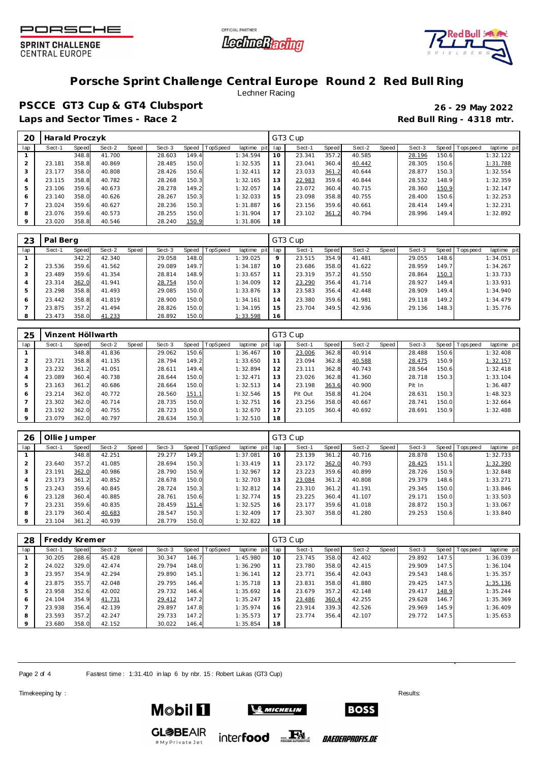# Porsche Sprint Challenge Central Europe Round 2 Red Bull Ring

Lechner Racing

## PSCCE GT3 Cup & GT4 Clubsport

**26 - 29 May 2022**

**Laps and Sector Times - Race 2**

**Red Bull Ring - 4318 mtr.**

| 20 | Harald Proczyk | | | | | | | | GT3 Cup | | | | | | | | |
|---|---|---|---|---|---|---|---|---|---|---|---|---|---|---|---|---|---|
| lap | Sect-1 | Speed | Sect-2 | Speed | Sect-3 | Speed | TopSpeed | laptime pit | lap | Sect-1 | Speed | Sect-2 | Speed | Sect-3 | Speed | Topspeed | laptime pit |
| 1 | | 348.8 | 41.700 | | 28.603 | 149.4 | | 1:34.594 | 10 | 23.341 | 357.2 | 40.585 | | 28.196 | 150.6 | | 1:32.122 |
| 2 | 23.181 | 358.8 | 40.869 | | 28.485 | 150.0 | | 1:32.535 | 11 | 23.041 | 360.4 | 40.442 | | 28.305 | 150.6 | | 1:31.788 |
| 3 | 23.177 | 358.0 | 40.808 | | 28.426 | 150.6 | | 1:32.411 | 12 | 23.033 | 361.2 | 40.644 | | 28.877 | 150.3 | | 1:32.554 |
| 4 | 23.115 | 358.8 | 40.782 | | 28.268 | 150.3 | | 1:32.165 | 13 | 22.983 | 359.6 | 40.844 | | 28.532 | 148.9 | | 1:32.359 |
| 5 | 23.106 | 359.6 | 40.673 | | 28.278 | 149.2 | | 1:32.057 | 14 | 23.072 | 360.4 | 40.715 | | 28.360 | 150.9 | | 1:32.147 |
| 6 | 23.140 | 358.0 | 40.626 | | 28.267 | 150.3 | | 1:32.033 | 15 | 23.098 | 358.8 | 40.755 | | 28.400 | 150.6 | | 1:32.253 |
| 7 | 23.024 | 359.6 | 40.627 | | 28.236 | 150.3 | | 1:31.887 | 16 | 23.156 | 359.6 | 40.661 | | 28.414 | 149.4 | | 1:32.231 |
| 8 | 23.076 | 359.6 | 40.573 | | 28.255 | 150.0 | | 1:31.904 | 17 | 23.102 | 361.2 | 40.794 | | 28.996 | 149.4 | | 1:32.892 |
| 9 | 23.020 | 358.8 | 40.546 | | 28.240 | 150.9 | | 1:31.806 | 18 | | | | | | | | |

| 23 | Pal Berg | | | | | | | | GT3 Cup | | | | | | | | |
|---|---|---|---|---|---|---|---|---|---|---|---|---|---|---|---|---|---|
| lap | Sect-1 | Speed | Sect-2 | Speed | Sect-3 | Speed | TopSpeed | laptime pit | lap | Sect-1 | Speed | Sect-2 | Speed | Sect-3 | Speed | Topspeed | laptime pit |
| 1 | | 342.2 | 42.340 | | 29.058 | 148.0 | | 1:39.025 | 9 | 23.515 | 354.9 | 41.481 | | 29.055 | 148.6 | | 1:34.051 |
| 2 | 23.536 | 359.6 | 41.562 | | 29.089 | 149.7 | | 1:34.187 | 10 | 23.686 | 358.0 | 41.622 | | 28.959 | 149.7 | | 1:34.267 |
| 3 | 23.489 | 359.6 | 41.354 | | 28.814 | 148.9 | | 1:33.657 | 11 | 23.319 | 357.2 | 41.550 | | 28.864 | 150.3 | | 1:33.733 |
| 4 | 23.314 | 362.0 | 41.941 | | 28.754 | 150.0 | | 1:34.009 | 12 | 23.290 | 356.4 | 41.714 | | 28.927 | 149.4 | | 1:33.931 |
| 5 | 23.298 | 358.8 | 41.493 | | 29.085 | 150.0 | | 1:33.876 | 13 | 23.583 | 356.4 | 42.448 | | 28.909 | 149.4 | | 1:34.940 |
| 6 | 23.442 | 358.8 | 41.819 | | 28.900 | 150.0 | | 1:34.161 | 14 | 23.380 | 359.6 | 41.981 | | 29.118 | 149.2 | | 1:34.479 |
| 7 | 23.875 | 357.2 | 41.494 | | 28.826 | 150.0 | | 1:34.195 | 15 | 23.704 | 349.5 | 42.936 | | 29.136 | 148.3 | | 1:35.776 |
| 8 | 23.473 | 358.0 | 41.233 | | 28.892 | 150.0 | | 1:33.598 | 16 | | | | | | | | |

| 25 | Vinzent Höllwarth | | | | | | | | GT3 Cup | | | | | | | | |
|---|---|---|---|---|---|---|---|---|---|---|---|---|---|---|---|---|---|
| lap | Sect-1 | Speed | Sect-2 | Speed | Sect-3 | Speed | TopSpeed | laptime pit | lap | Sect-1 | Speed | Sect-2 | Speed | Sect-3 | Speed | Topspeed | laptime pit |
| 1 | | 348.8 | 41.836 | | 29.062 | 150.6 | | 1:36.467 | 10 | 23.006 | 362.8 | 40.914 | | 28.488 | 150.6 | | 1:32.408 |
| 2 | 23.721 | 358.8 | 41.135 | | 28.794 | 149.2 | | 1:33.650 | 11 | 23.094 | 362.8 | 40.588 | | 28.475 | 150.9 | | 1:32.157 |
| 3 | 23.232 | 361.2 | 41.051 | | 28.611 | 149.4 | | 1:32.894 | 12 | 23.111 | 362.8 | 40.743 | | 28.564 | 150.6 | | 1:32.418 |
| 4 | 23.089 | 360.4 | 40.738 | | 28.644 | 150.0 | | 1:32.471 | 13 | 23.026 | 362.8 | 41.360 | | 28.718 | 150.3 | | 1:33.104 |
| 5 | 23.163 | 361.2 | 40.686 | | 28.664 | 150.0 | | 1:32.513 | 14 | 23.198 | 363.6 | 40.900 | | Pit In | | | 1:36.487 |
| 6 | 23.214 | 362.0 | 40.772 | | 28.560 | 151.1 | | 1:32.546 | 15 | Pit Out | 358.8 | 41.204 | | 28.631 | 150.3 | | 1:48.323 |
| 7 | 23.302 | 362.0 | 40.714 | | 28.735 | 150.0 | | 1:32.751 | 16 | 23.256 | 358.0 | 40.667 | | 28.741 | 150.0 | | 1:32.664 |
| 8 | 23.192 | 362.0 | 40.755 | | 28.723 | 150.0 | | 1:32.670 | 17 | 23.105 | 360.4 | 40.692 | | 28.691 | 150.9 | | 1:32.488 |
| 9 | 23.079 | 362.0 | 40.797 | | 28.634 | 150.3 | | 1:32.510 | 18 | | | | | | | | |

| 26 | Ollie Jumper | | | | | | | | GT3 Cup | | | | | | | | |
|---|---|---|---|---|---|---|---|---|---|---|---|---|---|---|---|---|---|
| lap | Sect-1 | Speed | Sect-2 | Speed | Sect-3 | Speed | TopSpeed | laptime pit | lap | Sect-1 | Speed | Sect-2 | Speed | Sect-3 | Speed | Topspeed | laptime pit |
| 1 | | 348.8 | 42.251 | | 29.277 | 149.2 | | 1:37.081 | 10 | 23.139 | 361.2 | 40.716 | | 28.878 | 150.6 | | 1:32.733 |
| 2 | 23.640 | 357.2 | 41.085 | | 28.694 | 150.3 | | 1:33.419 | 11 | 23.172 | 362.0 | 40.793 | | 28.425 | 151.1 | | 1:32.390 |
| 3 | 23.191 | 362.0 | 40.986 | | 28.790 | 150.9 | | 1:32.967 | 12 | 23.223 | 359.6 | 40.899 | | 28.726 | 150.9 | | 1:32.848 |
| 4 | 23.173 | 361.2 | 40.852 | | 28.678 | 150.0 | | 1:32.703 | 13 | 23.084 | 361.2 | 40.808 | | 29.379 | 148.6 | | 1:33.271 |
| 5 | 23.243 | 359.6 | 40.845 | | 28.724 | 150.3 | | 1:32.812 | 14 | 23.310 | 361.2 | 41.191 | | 29.345 | 150.0 | | 1:33.846 |
| 6 | 23.128 | 360.4 | 40.885 | | 28.761 | 150.6 | | 1:32.774 | 15 | 23.225 | 360.4 | 41.107 | | 29.171 | 150.0 | | 1:33.503 |
| 7 | 23.231 | 359.6 | 40.835 | | 28.459 | 151.4 | | 1:32.525 | 16 | 23.177 | 359.6 | 41.018 | | 28.872 | 150.3 | | 1:33.067 |
| 8 | 23.179 | 360.4 | 40.683 | | 28.547 | 150.3 | | 1:32.409 | 17 | 23.307 | 358.0 | 41.280 | | 29.253 | 150.6 | | 1:33.840 |
| 9 | 23.104 | 361.2 | 40.939 | | 28.779 | 150.0 | | 1:32.822 | 18 | | | | | | | | |

| 28 | Freddy Kremer | | | | | | | | GT3 Cup | | | | | | | | |
|---|---|---|---|---|---|---|---|---|---|---|---|---|---|---|---|---|---|
| lap | Sect-1 | Speed | Sect-2 | Speed | Sect-3 | Speed | TopSpeed | laptime pit | lap | Sect-1 | Speed | Sect-2 | Speed | Sect-3 | Speed | Topspeed | laptime pit |
| 1 | 30.205 | 288.6 | 45.428 | | 30.347 | 146.7 | | 1:45.980 | 10 | 23.745 | 358.0 | 42.402 | | 29.892 | 147.5 | | 1:36.039 |
| 2 | 24.022 | 329.0 | 42.474 | | 29.794 | 148.0 | | 1:36.290 | 11 | 23.780 | 358.0 | 42.415 | | 29.909 | 147.5 | | 1:36.104 |
| 3 | 23.957 | 354.9 | 42.294 | | 29.890 | 145.1 | | 1:36.141 | 12 | 23.771 | 356.4 | 42.043 | | 29.543 | 148.6 | | 1:35.357 |
| 4 | 23.875 | 355.7 | 42.048 | | 29.795 | 146.4 | | 1:35.718 | 13 | 23.831 | 358.0 | 41.880 | | 29.425 | 147.5 | | 1:35.136 |
| 5 | 23.958 | 352.6 | 42.002 | | 29.732 | 146.4 | | 1:35.692 | 14 | 23.679 | 357.2 | 42.148 | | 29.417 | 148.9 | | 1:35.244 |
| 6 | 24.104 | 354.9 | 41.731 | | 29.412 | 147.2 | | 1:35.247 | 15 | 23.486 | 360.4 | 42.255 | | 29.628 | 146.7 | | 1:35.369 |
| 7 | 23.938 | 356.4 | 42.139 | | 29.897 | 147.8 | | 1:35.974 | 16 | 23.914 | 339.3 | 42.526 | | 29.969 | 145.9 | | 1:36.409 |
| 8 | 23.593 | 357.2 | 42.247 | | 29.733 | 147.2 | | 1:35.573 | 17 | 23.774 | 356.4 | 42.107 | | 29.772 | 147.5 | | 1:35.653 |
| 9 | 23.680 | 358.0 | 42.152 | | 30.022 | 146.4 | | 1:35.854 | 18 | | | | | | | | |

Fastest time : 1:31.410 in lap 6 by nbr. 15 : Robert Lukas (GT3 Cup)

Timekeeping by : Results: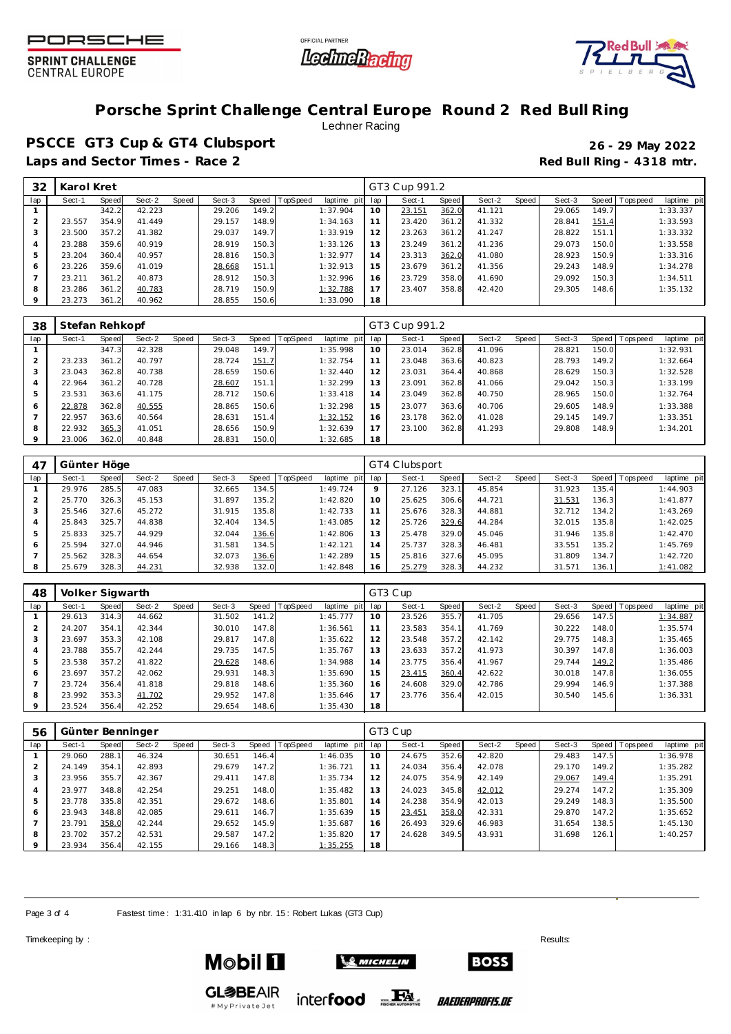# Porsche Sprint Challenge Central Europe Round 2 Red Bull Ring

Lechner Racing

## PSCCE GT3 Cup & GT4 Clubsport

**26 - 29 May 2022**

**Laps and Sector Times - Race 2**

**Red Bull Ring - 4318 mtr.**

| 32 | Karol Kret | | | | | | | | | GT3 Cup 991.2 | | | | | | | | |
|---|---|---|---|---|---|---|---|---|---|---|---|---|---|---|---|---|---|---|
| lap | Sect-1 | Speed | Sect-2 | Speed | Sect-3 | Speed | TopSpeed | laptime pit | lap | Sect-1 | Speed | Sect-2 | Speed | Sect-3 | Speed | Topspeed | laptime pit |
| 1 | | 342.2 | 42.223 | | 29.206 | 149.2 | | 1:37.904 | 10 | 23.151 | 362.0 | 41.121 | | 29.065 | 149.7 | | 1:33.337 |
| 2 | 23.557 | 354.9 | 41.449 | | 29.157 | 148.9 | | 1:34.163 | 11 | 23.420 | 361.2 | 41.332 | | 28.841 | 151.4 | | 1:33.593 |
| 3 | 23.500 | 357.2 | 41.382 | | 29.037 | 149.7 | | 1:33.919 | 12 | 23.263 | 361.2 | 41.247 | | 28.822 | 151.1 | | 1:33.332 |
| 4 | 23.288 | 359.6 | 40.919 | | 28.919 | 150.3 | | 1:33.126 | 13 | 23.249 | 361.2 | 41.236 | | 29.073 | 150.0 | | 1:33.558 |
| 5 | 23.204 | 360.4 | 40.957 | | 28.816 | 150.3 | | 1:32.977 | 14 | 23.313 | 362.0 | 41.080 | | 28.923 | 150.9 | | 1:33.316 |
| 6 | 23.226 | 359.6 | 41.019 | | 28.668 | 151.1 | | 1:32.913 | 15 | 23.679 | 361.2 | 41.356 | | 29.243 | 148.9 | | 1:34.278 |
| 7 | 23.211 | 361.2 | 40.873 | | 28.912 | 150.3 | | 1:32.996 | 16 | 23.729 | 358.0 | 41.690 | | 29.092 | 150.3 | | 1:34.511 |
| 8 | 23.286 | 361.2 | 40.783 | | 28.719 | 150.9 | | 1:32.788 | 17 | 23.407 | 358.8 | 42.420 | | 29.305 | 148.6 | | 1:35.132 |
| 9 | 23.273 | 361.2 | 40.962 | | 28.855 | 150.6 | | 1:33.090 | 18 | | | | | | | | |

| 38 | Stefan Rehkopf | | | | | | | | | GT3 Cup 991.2 | | | | | | | | |
|---|---|---|---|---|---|---|---|---|---|---|---|---|---|---|---|---|---|---|
| lap | Sect-1 | Speed | Sect-2 | Speed | Sect-3 | Speed | TopSpeed | laptime pit | lap | Sect-1 | Speed | Sect-2 | Speed | Sect-3 | Speed | Topspeed | laptime pit |
| 1 | | 347.3 | 42.328 | | 29.048 | 149.7 | | 1:35.998 | 10 | 23.014 | 362.8 | 41.096 | | 28.821 | 150.0 | | 1:32.931 |
| 2 | 23.233 | 361.2 | 40.797 | | 28.724 | 151.7 | | 1:32.754 | 11 | 23.048 | 363.6 | 40.823 | | 28.793 | 149.2 | | 1:32.664 |
| 3 | 23.043 | 362.8 | 40.738 | | 28.659 | 150.6 | | 1:32.440 | 12 | 23.031 | 364.4 | 40.868 | | 28.629 | 150.3 | | 1:32.528 |
| 4 | 22.964 | 361.2 | 40.728 | | 28.607 | 151.1 | | 1:32.299 | 13 | 23.091 | 362.8 | 41.066 | | 29.042 | 150.3 | | 1:33.199 |
| 5 | 23.531 | 363.6 | 41.175 | | 28.712 | 150.6 | | 1:33.418 | 14 | 23.049 | 362.8 | 40.750 | | 28.965 | 150.0 | | 1:32.764 |
| 6 | 22.878 | 362.8 | 40.555 | | 28.865 | 150.6 | | 1:32.298 | 15 | 23.077 | 363.6 | 40.706 | | 29.605 | 148.9 | | 1:33.388 |
| 7 | 22.957 | 363.6 | 40.564 | | 28.631 | 151.4 | | 1:32.152 | 16 | 23.178 | 362.0 | 41.028 | | 29.145 | 149.7 | | 1:33.351 |
| 8 | 22.932 | 365.3 | 41.051 | | 28.656 | 150.9 | | 1:32.639 | 17 | 23.100 | 362.8 | 41.293 | | 29.808 | 148.9 | | 1:34.201 |
| 9 | 23.006 | 362.0 | 40.848 | | 28.831 | 150.0 | | 1:32.685 | 18 | | | | | | | | |

| 47 | Günter Höge | | | | | | | | | GT4 Clubsport | | | | | | | | |
|---|---|---|---|---|---|---|---|---|---|---|---|---|---|---|---|---|---|---|
| lap | Sect-1 | Speed | Sect-2 | Speed | Sect-3 | Speed | TopSpeed | laptime pit | lap | Sect-1 | Speed | Sect-2 | Speed | Sect-3 | Speed | Topspeed | laptime pit |
| 1 | 29.976 | 285.5 | 47.083 | | 32.665 | 134.5 | | 1:49.724 | 9 | 27.126 | 323.1 | 45.854 | | 31.923 | 135.4 | | 1:44.903 |
| 2 | 25.770 | 326.3 | 45.153 | | 31.897 | 135.2 | | 1:42.820 | 10 | 25.625 | 306.6 | 44.721 | | 31.531 | 136.3 | | 1:41.877 |
| 3 | 25.546 | 327.6 | 45.272 | | 31.915 | 135.8 | | 1:42.733 | 11 | 25.676 | 328.3 | 44.881 | | 32.712 | 134.2 | | 1:43.269 |
| 4 | 25.843 | 325.7 | 44.838 | | 32.404 | 134.5 | | 1:43.085 | 12 | 25.726 | 329.6 | 44.284 | | 32.015 | 135.8 | | 1:42.025 |
| 5 | 25.833 | 325.7 | 44.929 | | 32.044 | 136.6 | | 1:42.806 | 13 | 25.478 | 329.0 | 45.046 | | 31.946 | 135.8 | | 1:42.470 |
| 6 | 25.594 | 327.0 | 44.946 | | 31.581 | 134.5 | | 1:42.121 | 14 | 25.737 | 328.3 | 46.481 | | 33.551 | 135.2 | | 1:45.769 |
| 7 | 25.562 | 328.3 | 44.654 | | 32.073 | 136.6 | | 1:42.289 | 15 | 25.816 | 327.6 | 45.095 | | 31.809 | 134.7 | | 1:42.720 |
| 8 | 25.679 | 328.3 | 44.231 | | 32.938 | 132.0 | | 1:42.848 | 16 | 25.279 | 328.3 | 44.232 | | 31.571 | 136.1 | | 1:41.082 |

| 48 | Volker Sigwarth | | | | | | | | | GT3 Cup | | | | | | | | |
|---|---|---|---|---|---|---|---|---|---|---|---|---|---|---|---|---|---|---|
| lap | Sect-1 | Speed | Sect-2 | Speed | Sect-3 | Speed | TopSpeed | laptime pit | lap | Sect-1 | Speed | Sect-2 | Speed | Sect-3 | Speed | Topspeed | laptime pit |
| 1 | 29.613 | 314.3 | 44.662 | | 31.502 | 141.2 | | 1:45.777 | 10 | 23.526 | 355.7 | 41.705 | | 29.656 | 147.5 | | 1:34.887 |
| 2 | 24.207 | 354.1 | 42.344 | | 30.010 | 147.8 | | 1:36.561 | 11 | 23.583 | 354.1 | 41.769 | | 30.222 | 148.0 | | 1:35.574 |
| 3 | 23.697 | 353.3 | 42.108 | | 29.817 | 147.8 | | 1:35.622 | 12 | 23.548 | 357.2 | 42.142 | | 29.775 | 148.3 | | 1:35.465 |
| 4 | 23.788 | 355.7 | 42.244 | | 29.735 | 147.5 | | 1:35.767 | 13 | 23.633 | 357.2 | 41.973 | | 30.397 | 147.8 | | 1:36.003 |
| 5 | 23.538 | 357.2 | 41.822 | | 29.628 | 148.6 | | 1:34.988 | 14 | 23.775 | 356.4 | 41.967 | | 29.744 | 149.2 | | 1:35.486 |
| 6 | 23.697 | 357.2 | 42.062 | | 29.931 | 148.3 | | 1:35.690 | 15 | 23.415 | 360.4 | 42.622 | | 30.018 | 147.8 | | 1:36.055 |
| 7 | 23.724 | 356.4 | 41.818 | | 29.818 | 148.6 | | 1:35.360 | 16 | 24.608 | 329.0 | 42.786 | | 29.994 | 146.9 | | 1:37.388 |
| 8 | 23.992 | 353.3 | 41.702 | | 29.952 | 147.8 | | 1:35.646 | 17 | 23.776 | 356.4 | 42.015 | | 30.540 | 145.6 | | 1:36.331 |
| 9 | 23.524 | 356.4 | 42.252 | | 29.654 | 148.6 | | 1:35.430 | 18 | | | | | | | | |

| 56 | Günter Benninger | | | | | | | | | GT3 Cup | | | | | | | | |
|---|---|---|---|---|---|---|---|---|---|---|---|---|---|---|---|---|---|---|
| lap | Sect-1 | Speed | Sect-2 | Speed | Sect-3 | Speed | TopSpeed | laptime pit | lap | Sect-1 | Speed | Sect-2 | Speed | Sect-3 | Speed | Topspeed | laptime pit |
| 1 | 29.060 | 288.1 | 46.324 | | 30.651 | 146.4 | | 1:46.035 | 10 | 24.675 | 352.6 | 42.820 | | 29.483 | 147.5 | | 1:36.978 |
| 2 | 24.149 | 354.1 | 42.893 | | 29.679 | 147.2 | | 1:36.721 | 11 | 24.034 | 356.4 | 42.078 | | 29.170 | 149.2 | | 1:35.282 |
| 3 | 23.956 | 355.7 | 42.367 | | 29.411 | 147.8 | | 1:35.734 | 12 | 24.075 | 354.9 | 42.149 | | 29.067 | 149.4 | | 1:35.291 |
| 4 | 23.977 | 348.8 | 42.254 | | 29.251 | 148.0 | | 1:35.482 | 13 | 24.023 | 345.8 | 42.012 | | 29.274 | 147.2 | | 1:35.309 |
| 5 | 23.778 | 335.8 | 42.351 | | 29.672 | 148.6 | | 1:35.801 | 14 | 24.238 | 354.9 | 42.013 | | 29.249 | 148.3 | | 1:35.500 |
| 6 | 23.943 | 348.8 | 42.085 | | 29.611 | 146.7 | | 1:35.639 | 15 | 23.451 | 358.0 | 42.331 | | 29.870 | 147.2 | | 1:35.652 |
| 7 | 23.791 | 358.0 | 42.244 | | 29.652 | 145.9 | | 1:35.687 | 16 | 26.493 | 329.6 | 46.983 | | 31.654 | 138.5 | | 1:45.130 |
| 8 | 23.702 | 357.2 | 42.531 | | 29.587 | 147.2 | | 1:35.820 | 17 | 24.628 | 349.5 | 43.931 | | 31.698 | 126.1 | | 1:40.257 |
| 9 | 23.934 | 356.4 | 42.155 | | 29.166 | 148.3 | | 1:35.255 | 18 | | | | | | | | |

Fastest time : 1:31.410 in lap 6 by nbr. 15 : Robert Lukas (GT3 Cup)

Timekeeping by :

Results: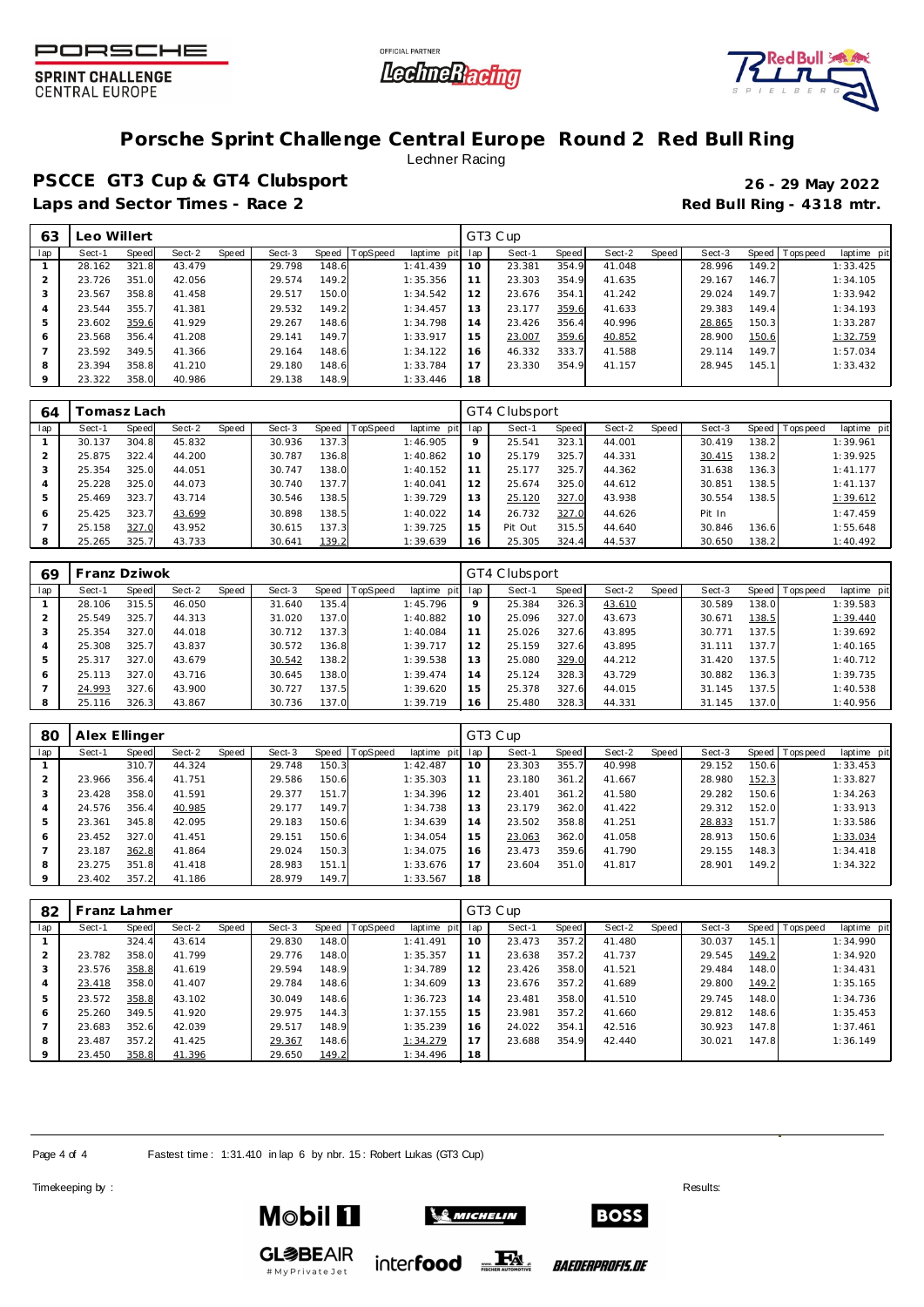# Porsche Sprint Challenge Central Europe Round 2 Red Bull Ring

Lechner Racing

## PSCCE GT3 Cup & GT4 Clubsport

**26 - 29 May 2022**

**Laps and Sector Times - Race 2**

**Red Bull Ring - 4318 mtr.**

| 63 | Leo Willert | | | | | | | | GT3 Cup | | | | | | | | |
|---|---|---|---|---|---|---|---|---|---|---|---|---|---|---|---|---|---|
| lap | Sect-1 | Speed | Sect-2 | Speed | Sect-3 | Speed | TopSpeed | laptime pit | lap | Sect-1 | Speed | Sect-2 | Speed | Sect-3 | Speed | Topspeed | laptime pit |
| 1 | 28.162 | 321.8 | 43.479 | | 29.798 | 148.6 | | 1:41.439 | 10 | 23.381 | 354.9 | 41.048 | | 28.996 | 149.2 | | 1:33.425 |
| 2 | 23.726 | 351.0 | 42.056 | | 29.574 | 149.2 | | 1:35.356 | 11 | 23.303 | 354.9 | 41.635 | | 29.167 | 146.7 | | 1:34.105 |
| 3 | 23.567 | 358.8 | 41.458 | | 29.517 | 150.0 | | 1:34.542 | 12 | 23.676 | 354.1 | 41.242 | | 29.024 | 149.7 | | 1:33.942 |
| 4 | 23.544 | 355.7 | 41.381 | | 29.532 | 149.2 | | 1:34.457 | 13 | 23.177 | 359.6 | 41.633 | | 29.383 | 149.4 | | 1:34.193 |
| 5 | 23.602 | 359.6 | 41.929 | | 29.267 | 148.6 | | 1:34.798 | 14 | 23.426 | 356.4 | 40.996 | | 28.865 | 150.3 | | 1:33.287 |
| 6 | 23.568 | 356.4 | 41.208 | | 29.141 | 149.7 | | 1:33.917 | 15 | 23.007 | 359.6 | 40.852 | | 28.900 | 150.6 | | 1:32.759 |
| 7 | 23.592 | 349.5 | 41.366 | | 29.164 | 148.6 | | 1:34.122 | 16 | 46.332 | 333.7 | 41.588 | | 29.114 | 149.7 | | 1:57.034 |
| 8 | 23.394 | 358.8 | 41.210 | | 29.180 | 148.6 | | 1:33.784 | 17 | 23.330 | 354.9 | 41.157 | | 28.945 | 145.1 | | 1:33.432 |
| 9 | 23.322 | 358.0 | 40.986 | | 29.138 | 148.9 | | 1:33.446 | 18 | | | | | | | | |

| 64 | Tomasz Lach | | | | | | | | GT4 Clubsport | | | | | | | | |
|---|---|---|---|---|---|---|---|---|---|---|---|---|---|---|---|---|---|
| lap | Sect-1 | Speed | Sect-2 | Speed | Sect-3 | Speed | TopSpeed | laptime pit | lap | Sect-1 | Speed | Sect-2 | Speed | Sect-3 | Speed | Topspeed | laptime pit |
| 1 | 30.137 | 304.8 | 45.832 | | 30.936 | 137.3 | | 1:46.905 | 9 | 25.541 | 323.1 | 44.001 | | 30.419 | 138.2 | | 1:39.961 |
| 2 | 25.875 | 322.4 | 44.200 | | 30.787 | 136.8 | | 1:40.862 | 10 | 25.179 | 325.7 | 44.331 | | 30.415 | 138.2 | | 1:39.925 |
| 3 | 25.354 | 325.0 | 44.051 | | 30.747 | 138.0 | | 1:40.152 | 11 | 25.177 | 325.7 | 44.362 | | 31.638 | 136.3 | | 1:41.177 |
| 4 | 25.228 | 325.0 | 44.073 | | 30.740 | 137.7 | | 1:40.041 | 12 | 25.674 | 325.0 | 44.612 | | 30.851 | 138.5 | | 1:41.137 |
| 5 | 25.469 | 323.7 | 43.714 | | 30.546 | 138.5 | | 1:39.729 | 13 | 25.120 | 327.0 | 43.938 | | 30.554 | 138.5 | | 1:39.612 |
| 6 | 25.425 | 323.7 | 43.699 | | 30.898 | 138.5 | | 1:40.022 | 14 | 26.732 | 327.0 | 44.626 | | Pit In | | | 1:47.459 |
| 7 | 25.158 | 327.0 | 43.952 | | 30.615 | 137.3 | | 1:39.725 | 15 | Pit Out | 315.5 | 44.640 | | 30.846 | 136.6 | | 1:55.648 |
| 8 | 25.265 | 325.7 | 43.733 | | 30.641 | 139.2 | | 1:39.639 | 16 | 25.305 | 324.4 | 44.537 | | 30.650 | 138.2 | | 1:40.492 |

| 69 | Franz Dziwok | | | | | | | | GT4 Clubsport | | | | | | | | |
|---|---|---|---|---|---|---|---|---|---|---|---|---|---|---|---|---|---|
| lap | Sect-1 | Speed | Sect-2 | Speed | Sect-3 | Speed | TopSpeed | laptime pit | lap | Sect-1 | Speed | Sect-2 | Speed | Sect-3 | Speed | Topspeed | laptime pit |
| 1 | 28.106 | 315.5 | 46.050 | | 31.640 | 135.4 | | 1:45.796 | 9 | 25.384 | 326.3 | 43.610 | | 30.589 | 138.0 | | 1:39.583 |
| 2 | 25.549 | 325.7 | 44.313 | | 31.020 | 137.0 | | 1:40.882 | 10 | 25.096 | 327.0 | 43.673 | | 30.671 | 138.5 | | 1:39.440 |
| 3 | 25.354 | 327.0 | 44.018 | | 30.712 | 137.3 | | 1:40.084 | 11 | 25.026 | 327.6 | 43.895 | | 30.771 | 137.5 | | 1:39.692 |
| 4 | 25.308 | 325.7 | 43.837 | | 30.572 | 136.8 | | 1:39.717 | 12 | 25.159 | 327.6 | 43.895 | | 31.111 | 137.7 | | 1:40.165 |
| 5 | 25.317 | 327.0 | 43.679 | | 30.542 | 138.2 | | 1:39.538 | 13 | 25.080 | 329.0 | 44.212 | | 31.420 | 137.5 | | 1:40.712 |
| 6 | 25.113 | 327.0 | 43.716 | | 30.645 | 138.0 | | 1:39.474 | 14 | 25.124 | 328.3 | 43.729 | | 30.882 | 136.3 | | 1:39.735 |
| 7 | 24.993 | 327.6 | 43.900 | | 30.727 | 137.5 | | 1:39.620 | 15 | 25.378 | 327.6 | 44.015 | | 31.145 | 137.5 | | 1:40.538 |
| 8 | 25.116 | 326.3 | 43.867 | | 30.736 | 137.0 | | 1:39.719 | 16 | 25.480 | 328.3 | 44.331 | | 31.145 | 137.0 | | 1:40.956 |

| 80 | Alex Ellinger | | | | | | | | GT3 Cup | | | | | | | | |
|---|---|---|---|---|---|---|---|---|---|---|---|---|---|---|---|---|---|
| lap | Sect-1 | Speed | Sect-2 | Speed | Sect-3 | Speed | TopSpeed | laptime pit | lap | Sect-1 | Speed | Sect-2 | Speed | Sect-3 | Speed | Topspeed | laptime pit |
| 1 | | 310.7 | 44.324 | | 29.748 | 150.3 | | 1:42.487 | 10 | 23.303 | 355.7 | 40.998 | | 29.152 | 150.6 | | 1:33.453 |
| 2 | 23.966 | 356.4 | 41.751 | | 29.586 | 150.6 | | 1:35.303 | 11 | 23.180 | 361.2 | 41.667 | | 28.980 | 152.3 | | 1:33.827 |
| 3 | 23.428 | 358.0 | 41.591 | | 29.377 | 151.7 | | 1:34.396 | 12 | 23.401 | 361.2 | 41.580 | | 29.282 | 150.6 | | 1:34.263 |
| 4 | 24.576 | 356.4 | 40.985 | | 29.177 | 149.7 | | 1:34.738 | 13 | 23.179 | 362.0 | 41.422 | | 29.312 | 152.0 | | 1:33.913 |
| 5 | 23.361 | 345.8 | 42.095 | | 29.183 | 150.6 | | 1:34.639 | 14 | 23.502 | 358.8 | 41.251 | | 28.833 | 151.7 | | 1:33.586 |
| 6 | 23.452 | 327.0 | 41.451 | | 29.151 | 150.6 | | 1:34.054 | 15 | 23.063 | 362.0 | 41.058 | | 28.913 | 150.6 | | 1:33.034 |
| 7 | 23.187 | 362.8 | 41.864 | | 29.024 | 150.3 | | 1:34.075 | 16 | 23.473 | 359.6 | 41.790 | | 29.155 | 148.3 | | 1:34.418 |
| 8 | 23.275 | 351.8 | 41.418 | | 28.983 | 151.1 | | 1:33.676 | 17 | 23.604 | 351.0 | 41.817 | | 28.901 | 149.2 | | 1:34.322 |
| 9 | 23.402 | 357.2 | 41.186 | | 28.979 | 149.7 | | 1:33.567 | 18 | | | | | | | | |

| 82 | Franz Lahmer | | | | | | | | GT3 Cup | | | | | | | | |
|---|---|---|---|---|---|---|---|---|---|---|---|---|---|---|---|---|---|
| lap | Sect-1 | Speed | Sect-2 | Speed | Sect-3 | Speed | TopSpeed | laptime pit | lap | Sect-1 | Speed | Sect-2 | Speed | Sect-3 | Speed | Topspeed | laptime pit |
| 1 | | 324.4 | 43.614 | | 29.830 | 148.0 | | 1:41.491 | 10 | 23.473 | 357.2 | 41.480 | | 30.037 | 145.1 | | 1:34.990 |
| 2 | 23.782 | 358.0 | 41.799 | | 29.776 | 148.0 | | 1:35.357 | 11 | 23.638 | 357.2 | 41.737 | | 29.545 | 149.2 | | 1:34.920 |
| 3 | 23.576 | 358.8 | 41.619 | | 29.594 | 148.9 | | 1:34.789 | 12 | 23.426 | 358.0 | 41.521 | | 29.484 | 148.0 | | 1:34.431 |
| 4 | 23.418 | 358.0 | 41.407 | | 29.784 | 148.6 | | 1:34.609 | 13 | 23.676 | 357.2 | 41.689 | | 29.800 | 149.2 | | 1:35.165 |
| 5 | 23.572 | 358.8 | 43.102 | | 30.049 | 148.6 | | 1:36.723 | 14 | 23.481 | 358.0 | 41.510 | | 29.745 | 148.0 | | 1:34.736 |
| 6 | 25.260 | 349.5 | 41.920 | | 29.975 | 144.3 | | 1:37.155 | 15 | 23.981 | 357.2 | 41.660 | | 29.812 | 148.6 | | 1:35.453 |
| 7 | 23.683 | 352.6 | 42.039 | | 29.517 | 148.9 | | 1:35.239 | 16 | 24.022 | 354.1 | 42.516 | | 30.923 | 147.8 | | 1:37.461 |
| 8 | 23.487 | 357.2 | 41.425 | | 29.367 | 148.6 | | 1:34.279 | 17 | 23.688 | 354.9 | 42.440 | | 30.021 | 147.8 | | 1:36.149 |
| 9 | 23.450 | 358.8 | 41.396 | | 29.650 | 149.2 | | 1:34.496 | 18 | | | | | | | | |

Fastest time : 1:31.410 in lap 6 by nbr. 15 : Robert Lukas (GT3 Cup)

Timekeeping by :

Results: